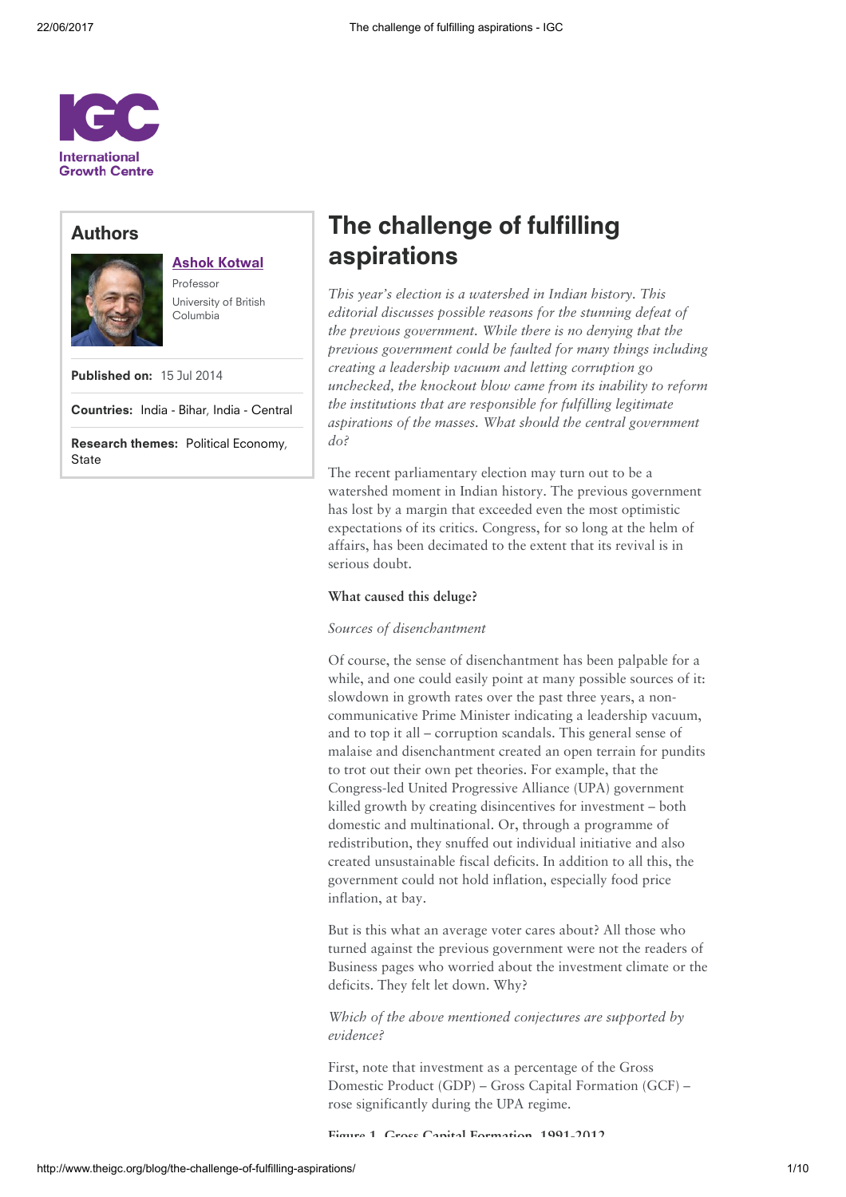# The challenge of fulfilling aspirations

**Authors**

**Ashok Kotwal**
Professor
University of British Columbia

**Published on:** 15 Jul 2014

**Countries:** India - Bihar, India - Central

**Research themes:** Political Economy, State

*This year's election is a watershed in Indian history. This editorial discusses possible reasons for the stunning defeat of the previous government. While there is no denying that the previous government could be faulted for many things including creating a leadership vacuum and letting corruption go unchecked, the knockout blow came from its inability to reform the institutions that are responsible for fulfilling legitimate aspirations of the masses. What should the central government do?*

The recent parliamentary election may turn out to be a watershed moment in Indian history. The previous government has lost by a margin that exceeded even the most optimistic expectations of its critics. Congress, for so long at the helm of affairs, has been decimated to the extent that its revival is in serious doubt.

**What caused this deluge?**

*Sources of disenchantment*

Of course, the sense of disenchantment has been palpable for a while, and one could easily point at many possible sources of it: slowdown in growth rates over the past three years, a non-communicative Prime Minister indicating a leadership vacuum, and to top it all – corruption scandals. This general sense of malaise and disenchantment created an open terrain for pundits to trot out their own pet theories. For example, that the Congress-led United Progressive Alliance (UPA) government killed growth by creating disincentives for investment – both domestic and multinational. Or, through a programme of redistribution, they snuffed out individual initiative and also created unsustainable fiscal deficits. In addition to all this, the government could not hold inflation, especially food price inflation, at bay.

But is this what an average voter cares about? All those who turned against the previous government were not the readers of Business pages who worried about the investment climate or the deficits. They felt let down. Why?

*Which of the above mentioned conjectures are supported by evidence?*

First, note that investment as a percentage of the Gross Domestic Product (GDP) – Gross Capital Formation (GCF) – rose significantly during the UPA regime.

Figure 1. Gross Capital Formation, 1991-2012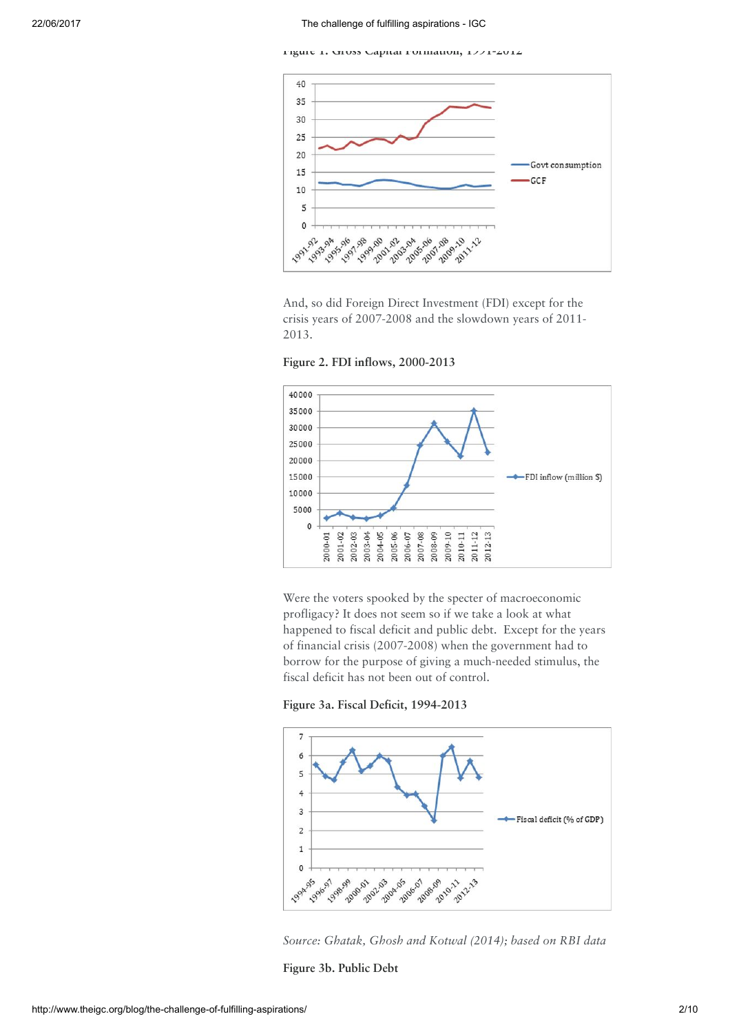Figure 1. Gross Capital Formation, 1991-2012

And, so did Foreign Direct Investment (FDI) except for the crisis years of 2007-2008 and the slowdown years of 2011-2013.

**Figure 2. FDI inflows, 2000-2013**

Were the voters spooked by the specter of macroeconomic profligacy? It does not seem so if we take a look at what happened to fiscal deficit and public debt. Except for the years of financial crisis (2007-2008) when the government had to borrow for the purpose of giving a much-needed stimulus, the fiscal deficit has not been out of control.

**Figure 3a. Fiscal Deficit, 1994-2013**

*Source: Ghatak, Ghosh and Kotwal (2014); based on RBI data*

**Figure 3b. Public Debt**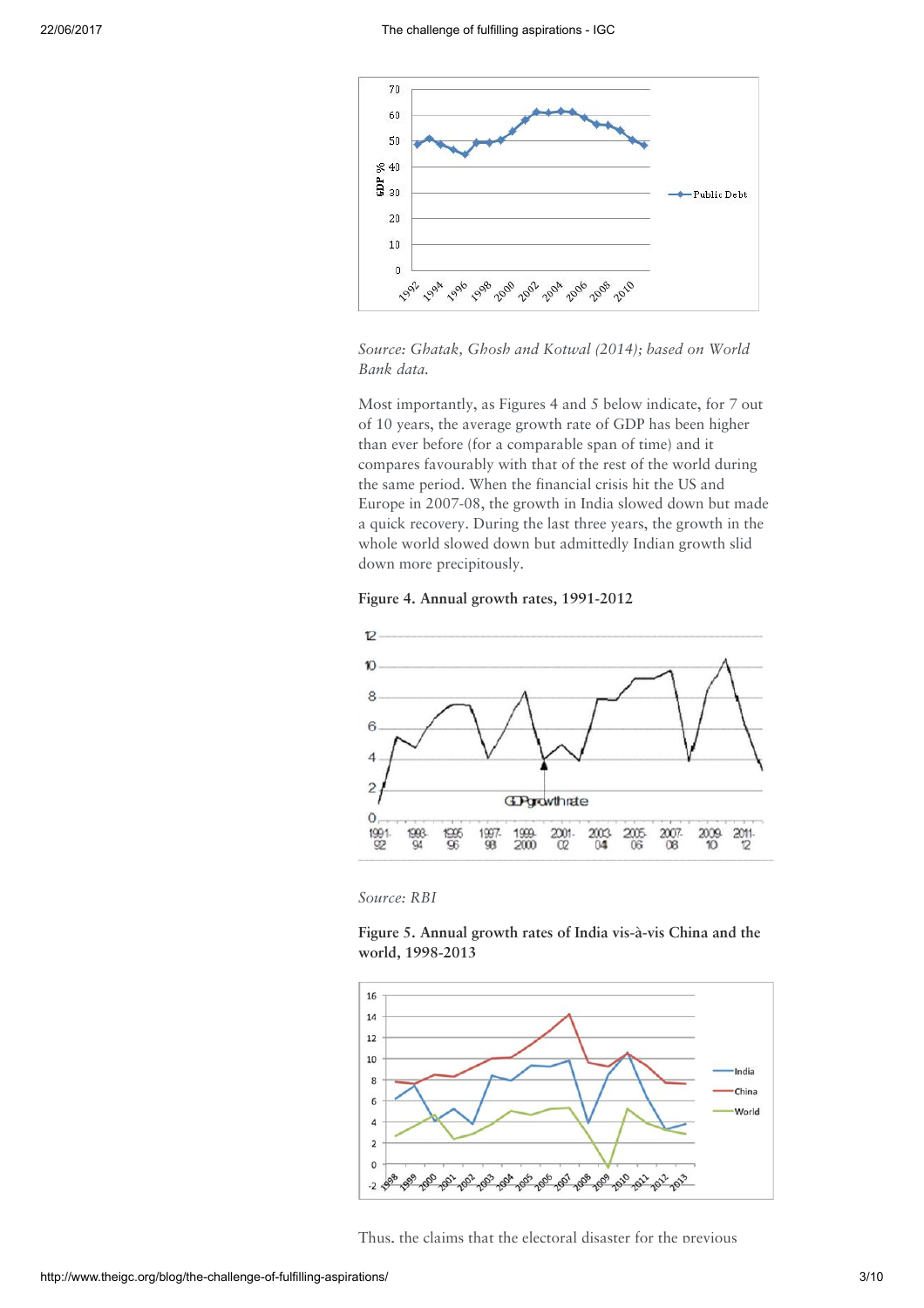Source: Ghatak, Ghosh and Kotwal (2014); based on World Bank data.

Most importantly, as Figures 4 and 5 below indicate, for 7 out of 10 years, the average growth rate of GDP has been higher than ever before (for a comparable span of time) and it compares favourably with that of the rest of the world during the same period. When the financial crisis hit the US and Europe in 2007-08, the growth in India slowed down but made a quick recovery. During the last three years, the growth in the whole world slowed down but admittedly Indian growth slid down more precipitously.

**Figure 4. Annual growth rates, 1991-2012**

*Source: RBI*

**Figure 5. Annual growth rates of India vis-à-vis China and the world, 1998-2013**

Thus, the claims that the electoral disaster for the previous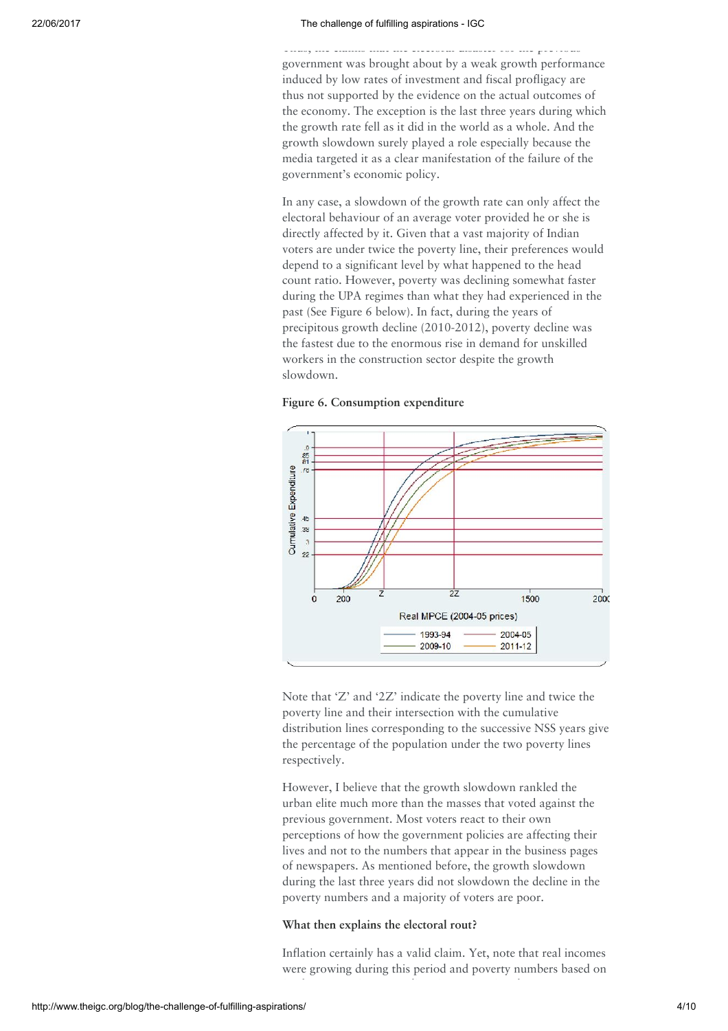Thus, the claims that the electoral disaster for the previous government was brought about by a weak growth performance induced by low rates of investment and fiscal profligacy are thus not supported by the evidence on the actual outcomes of the economy. The exception is the last three years during which the growth rate fell as it did in the world as a whole. And the growth slowdown surely played a role especially because the media targeted it as a clear manifestation of the failure of the government's economic policy.

In any case, a slowdown of the growth rate can only affect the electoral behaviour of an average voter provided he or she is directly affected by it. Given that a vast majority of Indian voters are under twice the poverty line, their preferences would depend to a significant level by what happened to the head count ratio. However, poverty was declining somewhat faster during the UPA regimes than what they had experienced in the past (See Figure 6 below). In fact, during the years of precipitous growth decline (2010-2012), poverty decline was the fastest due to the enormous rise in demand for unskilled workers in the construction sector despite the growth slowdown.

**Figure 6. Consumption expenditure**

Note that 'Z' and '2Z' indicate the poverty line and twice the poverty line and their intersection with the cumulative distribution lines corresponding to the successive NSS years give the percentage of the population under the two poverty lines respectively.

However, I believe that the growth slowdown rankled the urban elite much more than the masses that voted against the previous government. Most voters react to their own perceptions of how the government policies are affecting their lives and not to the numbers that appear in the business pages of newspapers. As mentioned before, the growth slowdown during the last three years did not slowdown the decline in the poverty numbers and a majority of voters are poor.

**What then explains the electoral rout?**

Inflation certainly has a valid claim. Yet, note that real incomes were growing during this period and poverty numbers based on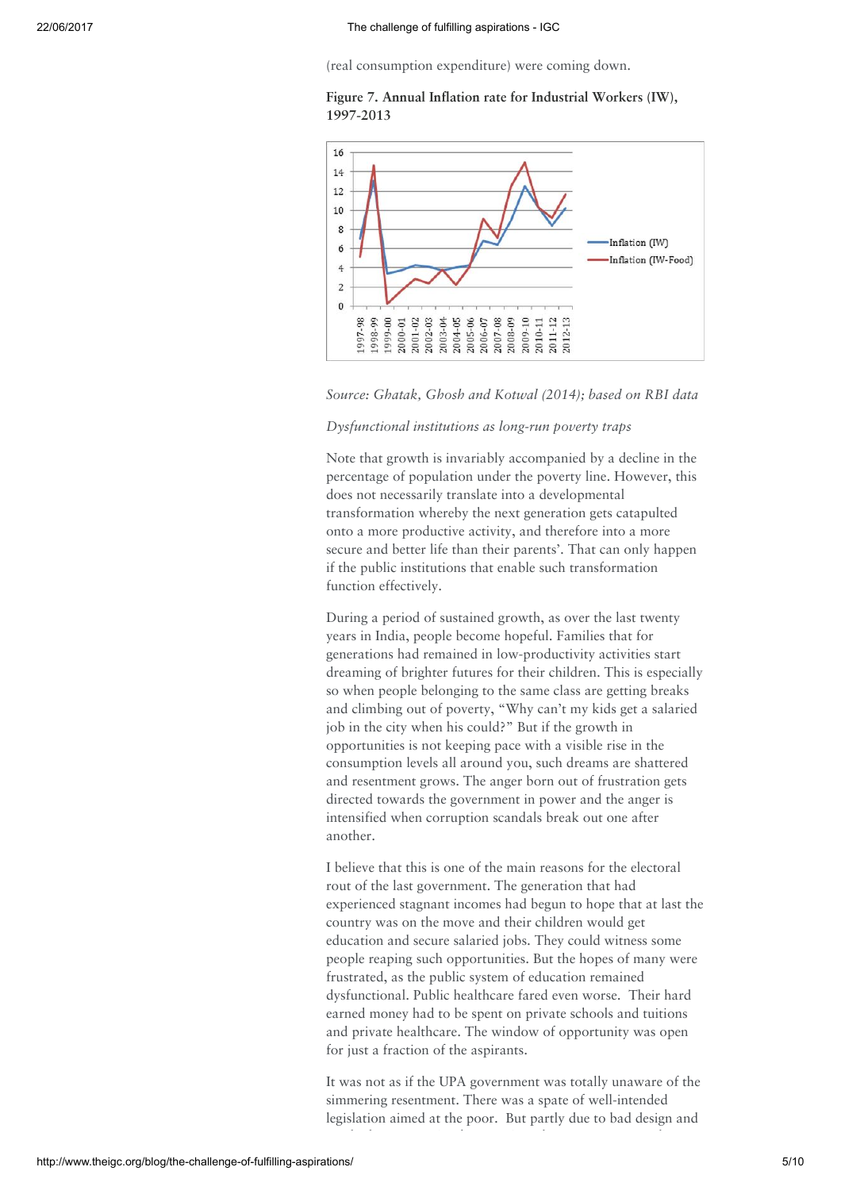(real consumption expenditure) were coming down.

**Figure 7. Annual Inflation rate for Industrial Workers (IW), 1997-2013**

*Source: Ghatak, Ghosh and Kotwal (2014); based on RBI data*

*Dysfunctional institutions as long-run poverty traps*

Note that growth is invariably accompanied by a decline in the percentage of population under the poverty line. However, this does not necessarily translate into a developmental transformation whereby the next generation gets catapulted onto a more productive activity, and therefore into a more secure and better life than their parents'. That can only happen if the public institutions that enable such transformation function effectively.

During a period of sustained growth, as over the last twenty years in India, people become hopeful. Families that for generations had remained in low-productivity activities start dreaming of brighter futures for their children. This is especially so when people belonging to the same class are getting breaks and climbing out of poverty, "Why can't my kids get a salaried job in the city when his could?" But if the growth in opportunities is not keeping pace with a visible rise in the consumption levels all around you, such dreams are shattered and resentment grows. The anger born out of frustration gets directed towards the government in power and the anger is intensified when corruption scandals break out one after another.

I believe that this is one of the main reasons for the electoral rout of the last government. The generation that had experienced stagnant incomes had begun to hope that at last the country was on the move and their children would get education and secure salaried jobs. They could witness some people reaping such opportunities. But the hopes of many were frustrated, as the public system of education remained dysfunctional. Public healthcare fared even worse. Their hard earned money had to be spent on private schools and tuitions and private healthcare. The window of opportunity was open for just a fraction of the aspirants.

It was not as if the UPA government was totally unaware of the simmering resentment. There was a spate of well-intended legislation aimed at the poor. But partly due to bad design and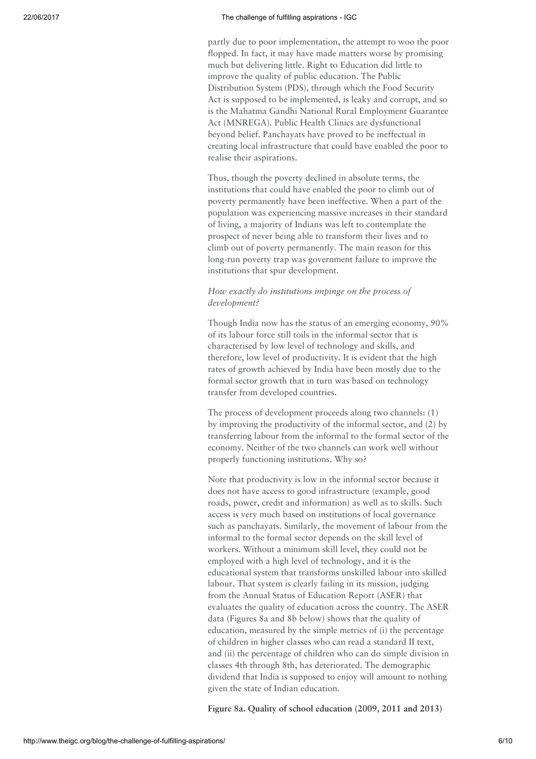partly due to poor implementation, the attempt to woo the poor flopped. In fact, it may have made matters worse by promising much but delivering little. Right to Education did little to improve the quality of public education. The Public Distribution System (PDS), through which the Food Security Act is supposed to be implemented, is leaky and corrupt, and so is the Mahatma Gandhi National Rural Employment Guarantee Act (MNREGA). Public Health Clinics are dysfunctional beyond belief. Panchayats have proved to be ineffectual in creating local infrastructure that could have enabled the poor to realise their aspirations.

Thus, though the poverty declined in absolute terms, the institutions that could have enabled the poor to climb out of poverty permanently have been ineffective. When a part of the population was experiencing massive increases in their standard of living, a majority of Indians was left to contemplate the prospect of never being able to transform their lives and to climb out of poverty permanently. The main reason for this long-run poverty trap was government failure to improve the institutions that spur development.

*How exactly do institutions impinge on the process of development?*

Though India now has the status of an emerging economy, 90% of its labour force still toils in the informal sector that is characterised by low level of technology and skills, and therefore, low level of productivity. It is evident that the high rates of growth achieved by India have been mostly due to the formal sector growth that in turn was based on technology transfer from developed countries.

The process of development proceeds along two channels: (1) by improving the productivity of the informal sector, and (2) by transferring labour from the informal to the formal sector of the economy. Neither of the two channels can work well without properly functioning institutions. Why so?

Note that productivity is low in the informal sector because it does not have access to good infrastructure (example, good roads, power, credit and information) as well as to skills. Such access is very much based on institutions of local governance such as panchayats. Similarly, the movement of labour from the informal to the formal sector depends on the skill level of workers. Without a minimum skill level, they could not be employed with a high level of technology, and it is the educational system that transforms unskilled labour into skilled labour. That system is clearly failing in its mission, judging from the Annual Status of Education Report (ASER) that evaluates the quality of education across the country. The ASER data (Figures 8a and 8b below) shows that the quality of education, measured by the simple metrics of (i) the percentage of children in higher classes who can read a standard II text, and (ii) the percentage of children who can do simple division in classes 4th through 8th, has deteriorated. The demographic dividend that India is supposed to enjoy will amount to nothing given the state of Indian education.

**Figure 8a. Quality of school education (2009, 2011 and 2013)**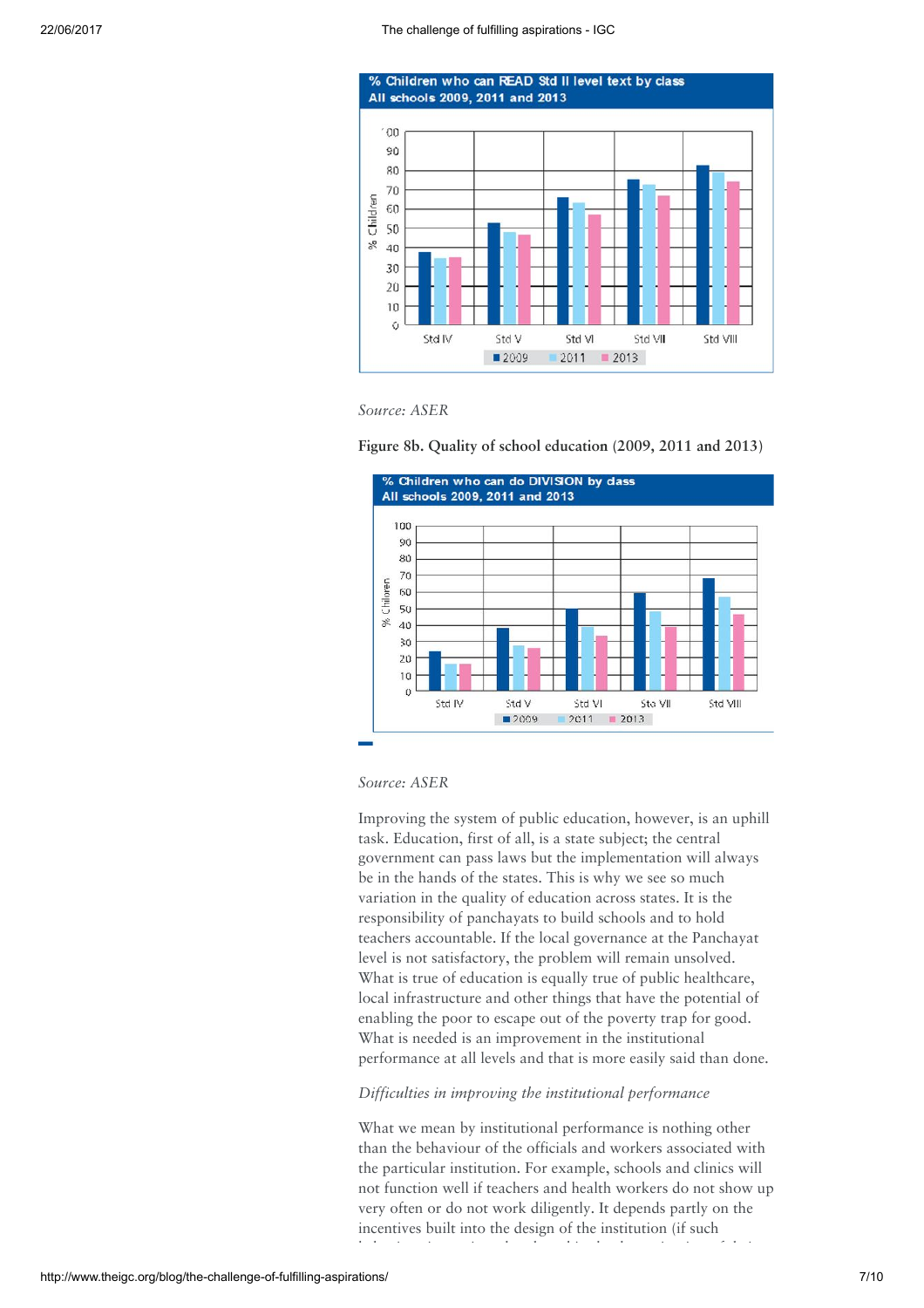**% Children who can READ Std II level text by class**
**All schools 2009, 2011 and 2013**

*Source: ASER*

**Figure 8b. Quality of school education (2009, 2011 and 2013)**

**% Children who can do DIVISION by class**
**All schools 2009, 2011 and 2013**

*Source: ASER*

Improving the system of public education, however, is an uphill task. Education, first of all, is a state subject; the central government can pass laws but the implementation will always be in the hands of the states. This is why we see so much variation in the quality of education across states. It is the responsibility of panchayats to build schools and to hold teachers accountable. If the local governance at the Panchayat level is not satisfactory, the problem will remain unsolved. What is true of education is equally true of public healthcare, local infrastructure and other things that have the potential of enabling the poor to escape out of the poverty trap for good. What is needed is an improvement in the institutional performance at all levels and that is more easily said than done.

*Difficulties in improving the institutional performance*

What we mean by institutional performance is nothing other than the behaviour of the officials and workers associated with the particular institution. For example, schools and clinics will not function well if teachers and health workers do not show up very often or do not work diligently. It depends partly on the incentives built into the design of the institution (if such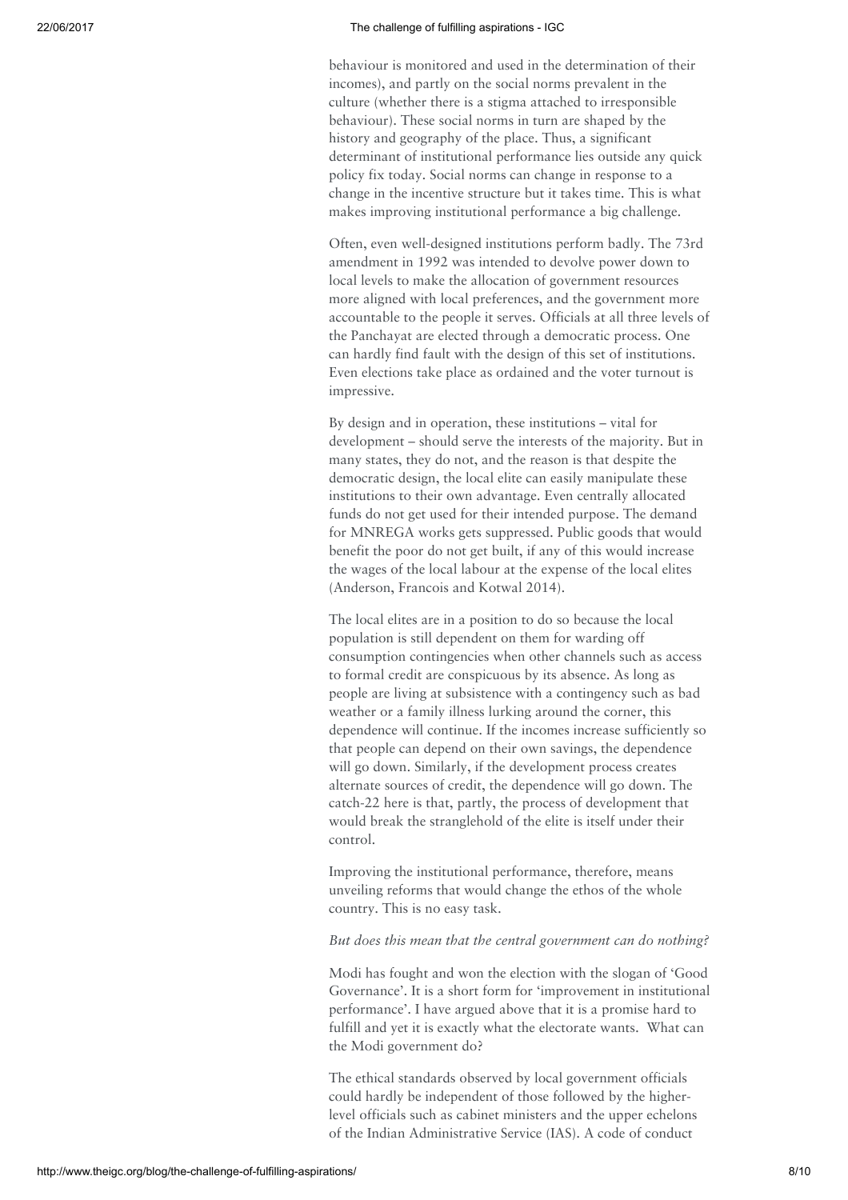behaviour is monitored and used in the determination of their incomes), and partly on the social norms prevalent in the culture (whether there is a stigma attached to irresponsible behaviour). These social norms in turn are shaped by the history and geography of the place. Thus, a significant determinant of institutional performance lies outside any quick policy fix today. Social norms can change in response to a change in the incentive structure but it takes time. This is what makes improving institutional performance a big challenge.

Often, even well-designed institutions perform badly. The 73rd amendment in 1992 was intended to devolve power down to local levels to make the allocation of government resources more aligned with local preferences, and the government more accountable to the people it serves. Officials at all three levels of the Panchayat are elected through a democratic process. One can hardly find fault with the design of this set of institutions. Even elections take place as ordained and the voter turnout is impressive.

By design and in operation, these institutions – vital for development – should serve the interests of the majority. But in many states, they do not, and the reason is that despite the democratic design, the local elite can easily manipulate these institutions to their own advantage. Even centrally allocated funds do not get used for their intended purpose. The demand for MNREGA works gets suppressed. Public goods that would benefit the poor do not get built, if any of this would increase the wages of the local labour at the expense of the local elites (Anderson, Francois and Kotwal 2014).

The local elites are in a position to do so because the local population is still dependent on them for warding off consumption contingencies when other channels such as access to formal credit are conspicuous by its absence. As long as people are living at subsistence with a contingency such as bad weather or a family illness lurking around the corner, this dependence will continue. If the incomes increase sufficiently so that people can depend on their own savings, the dependence will go down. Similarly, if the development process creates alternate sources of credit, the dependence will go down. The catch-22 here is that, partly, the process of development that would break the stranglehold of the elite is itself under their control.

Improving the institutional performance, therefore, means unveiling reforms that would change the ethos of the whole country. This is no easy task.

*But does this mean that the central government can do nothing?*

Modi has fought and won the election with the slogan of 'Good Governance'. It is a short form for 'improvement in institutional performance'. I have argued above that it is a promise hard to fulfill and yet it is exactly what the electorate wants. What can the Modi government do?

The ethical standards observed by local government officials could hardly be independent of those followed by the higher-level officials such as cabinet ministers and the upper echelons of the Indian Administrative Service (IAS). A code of conduct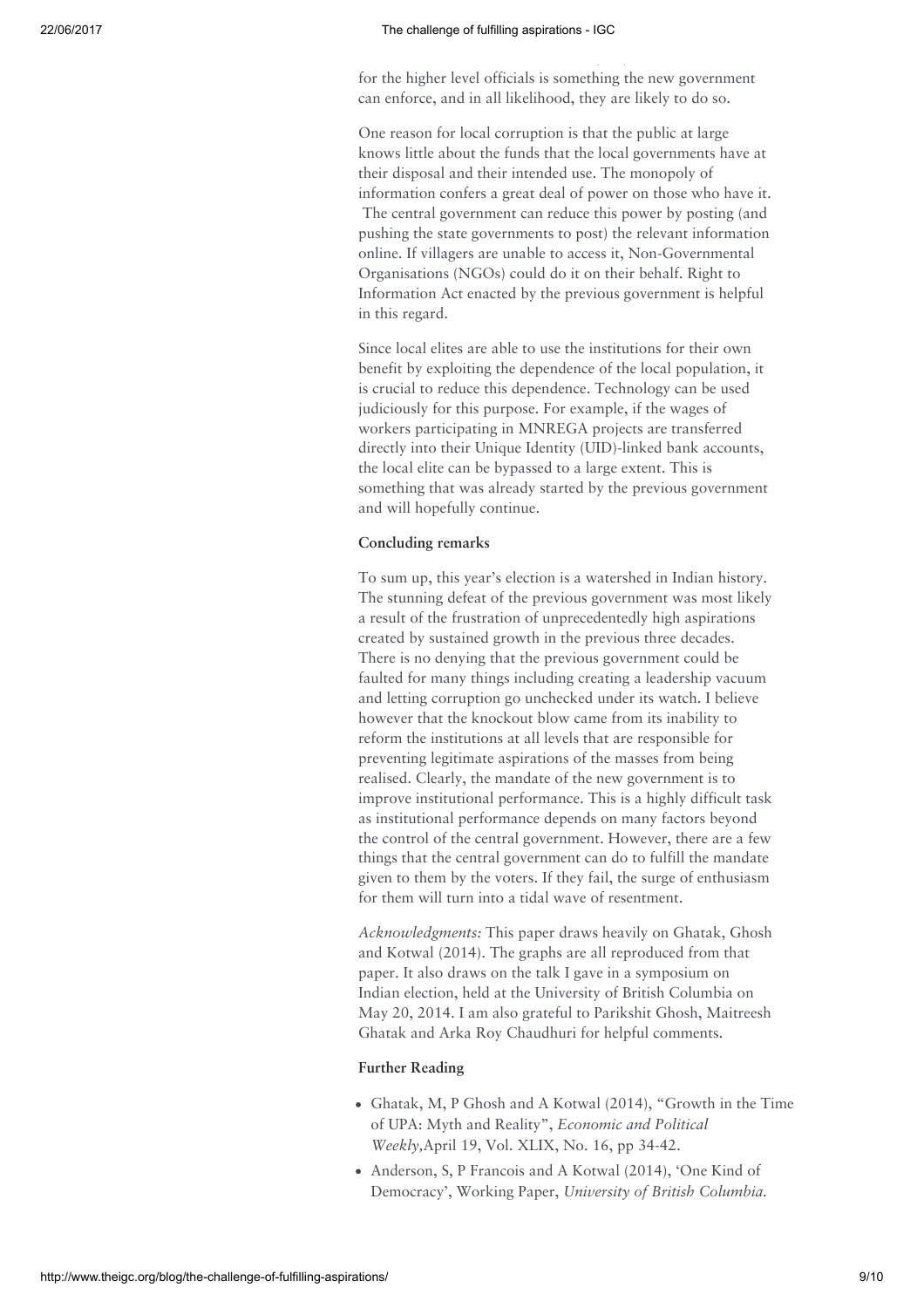for the higher level officials is something the new government can enforce, and in all likelihood, they are likely to do so.

One reason for local corruption is that the public at large knows little about the funds that the local governments have at their disposal and their intended use. The monopoly of information confers a great deal of power on those who have it. The central government can reduce this power by posting (and pushing the state governments to post) the relevant information online. If villagers are unable to access it, Non-Governmental Organisations (NGOs) could do it on their behalf. Right to Information Act enacted by the previous government is helpful in this regard.

Since local elites are able to use the institutions for their own benefit by exploiting the dependence of the local population, it is crucial to reduce this dependence. Technology can be used judiciously for this purpose. For example, if the wages of workers participating in MNREGA projects are transferred directly into their Unique Identity (UID)-linked bank accounts, the local elite can be bypassed to a large extent. This is something that was already started by the previous government and will hopefully continue.

**Concluding remarks**

To sum up, this year's election is a watershed in Indian history. The stunning defeat of the previous government was most likely a result of the frustration of unprecedentedly high aspirations created by sustained growth in the previous three decades. There is no denying that the previous government could be faulted for many things including creating a leadership vacuum and letting corruption go unchecked under its watch. I believe however that the knockout blow came from its inability to reform the institutions at all levels that are responsible for preventing legitimate aspirations of the masses from being realised. Clearly, the mandate of the new government is to improve institutional performance. This is a highly difficult task as institutional performance depends on many factors beyond the control of the central government. However, there are a few things that the central government can do to fulfill the mandate given to them by the voters. If they fail, the surge of enthusiasm for them will turn into a tidal wave of resentment.

*Acknowledgments:* This paper draws heavily on Ghatak, Ghosh and Kotwal (2014). The graphs are all reproduced from that paper. It also draws on the talk I gave in a symposium on Indian election, held at the University of British Columbia on May 20, 2014. I am also grateful to Parikshit Ghosh, Maitreesh Ghatak and Arka Roy Chaudhuri for helpful comments.

**Further Reading**

- Ghatak, M, P Ghosh and A Kotwal (2014), "Growth in the Time of UPA: Myth and Reality", *Economic and Political Weekly,*April 19, Vol. XLIX, No. 16, pp 34-42.
- Anderson, S, P Francois and A Kotwal (2014), 'One Kind of Democracy', Working Paper, *University of British Columbia.*